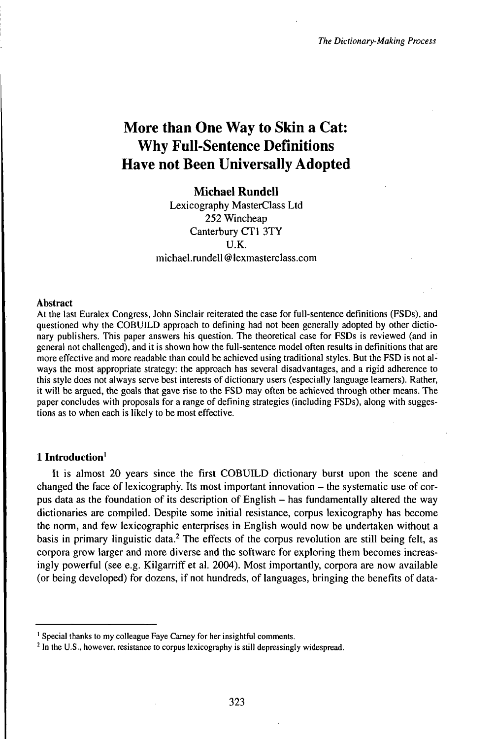# More than One Way to Skin a Cat: Why Full-Sentence Definitions Have not Been Universally Adopted

**Michael Rundell**

Lexicography MasterClass Ltd
252 Wincheap
Canterbury CT1 3TY
U.K.
michael.rundell@lexmasterclass.com

**Abstract**

At the last Euralex Congress, John Sinclair reiterated the case for full-sentence definitions (FSDs), and questioned why the COBUILD approach to defining had not been generally adopted by other dictionary publishers. This paper answers his question. The theoretical case for FSDs is reviewed (and in general not challenged), and it is shown how the full-sentence model often results in definitions that are more effective and more readable than could be achieved using traditional styles. But the FSD is not always the most appropriate strategy: the approach has several disadvantages, and a rigid adherence to this style does not always serve best interests of dictionary users (especially language learners). Rather, it will be argued, the goals that gave rise to the FSD may often be achieved through other means. The paper concludes with proposals for a range of defining strategies (including FSDs), along with suggestions as to when each is likely to be most effective.

## 1 Introduction[1]

It is almost 20 years since the first COBUILD dictionary burst upon the scene and changed the face of lexicography. Its most important innovation – the systematic use of corpus data as the foundation of its description of English – has fundamentally altered the way dictionaries are compiled. Despite some initial resistance, corpus lexicography has become the norm, and few lexicographic enterprises in English would now be undertaken without a basis in primary linguistic data.[2] The effects of the corpus revolution are still being felt, as corpora grow larger and more diverse and the software for exploring them becomes increasingly powerful (see e.g. Kilgarriff et al. 2004). Most importantly, corpora are now available (or being developed) for dozens, if not hundreds, of languages, bringing the benefits of data-

---

[1] Special thanks to my colleague Faye Carney for her insightful comments.

[2] In the U.S., however, resistance to corpus lexicography is still depressingly widespread.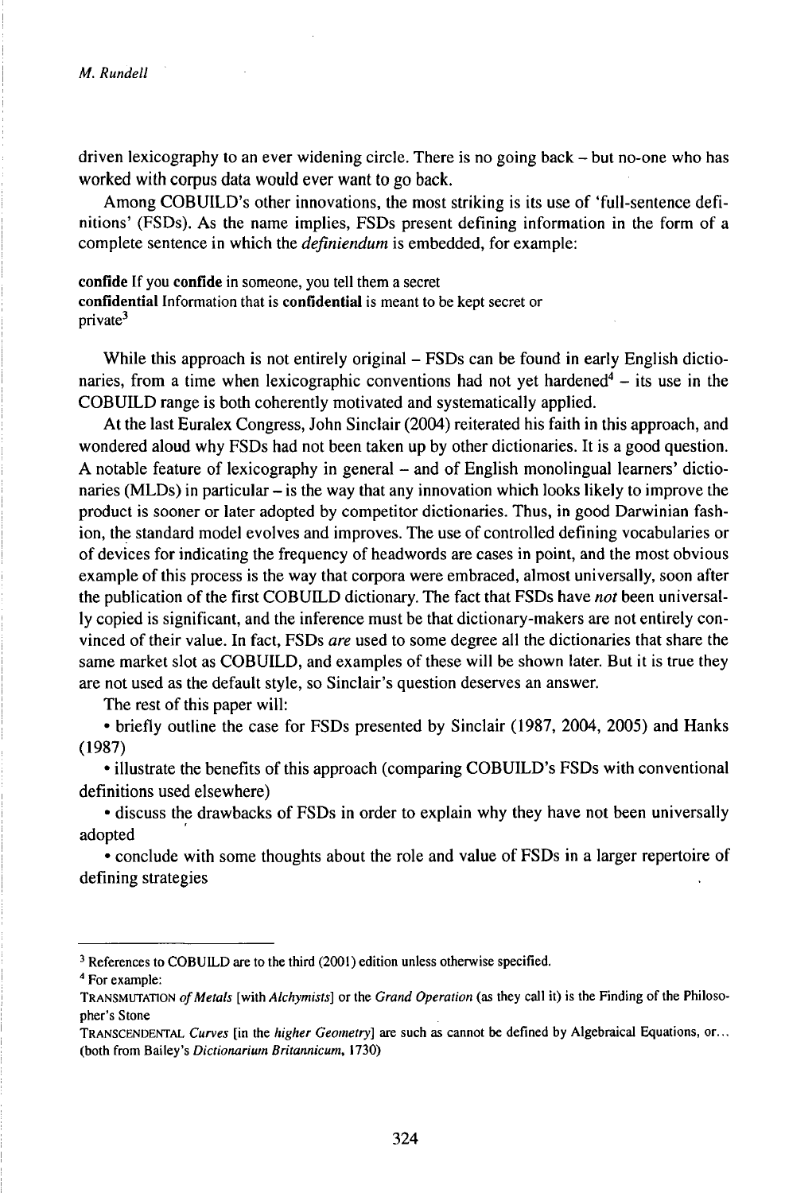driven lexicography to an ever widening circle. There is no going back – but no-one who has worked with corpus data would ever want to go back.

Among COBUILD's other innovations, the most striking is its use of 'full-sentence definitions' (FSDs). As the name implies, FSDs present defining information in the form of a complete sentence in which the *definiendum* is embedded, for example:

**confide** If you **confide** in someone, you tell them a secret
**confidential** Information that is **confidential** is meant to be kept secret or private[3]

While this approach is not entirely original – FSDs can be found in early English dictionaries, from a time when lexicographic conventions had not yet hardened[4] – its use in the COBUILD range is both coherently motivated and systematically applied.

At the last Euralex Congress, John Sinclair (2004) reiterated his faith in this approach, and wondered aloud why FSDs had not been taken up by other dictionaries. It is a good question. A notable feature of lexicography in general – and of English monolingual learners' dictionaries (MLDs) in particular – is the way that any innovation which looks likely to improve the product is sooner or later adopted by competitor dictionaries. Thus, in good Darwinian fashion, the standard model evolves and improves. The use of controlled defining vocabularies or of devices for indicating the frequency of headwords are cases in point, and the most obvious example of this process is the way that corpora were embraced, almost universally, soon after the publication of the first COBUILD dictionary. The fact that FSDs have *not* been universally copied is significant, and the inference must be that dictionary-makers are not entirely convinced of their value. In fact, FSDs *are* used to some degree all the dictionaries that share the same market slot as COBUILD, and examples of these will be shown later. But it is true they are not used as the default style, so Sinclair's question deserves an answer.

The rest of this paper will:

- briefly outline the case for FSDs presented by Sinclair (1987, 2004, 2005) and Hanks (1987)
- illustrate the benefits of this approach (comparing COBUILD's FSDs with conventional definitions used elsewhere)
- discuss the drawbacks of FSDs in order to explain why they have not been universally adopted
- conclude with some thoughts about the role and value of FSDs in a larger repertoire of defining strategies

---

[3] References to COBUILD are to the third (2001) edition unless otherwise specified.

[4] For example:

TRANSMUTATION *of Metals* [with *Alchymists*] or the *Grand Operation* (as they call it) is the Finding of the Philosopher's Stone

TRANSCENDENTAL *Curves* [in the *higher Geometry*] are such as cannot be defined by Algebraical Equations, or... (both from Bailey's *Dictionarium Britannicum*, 1730)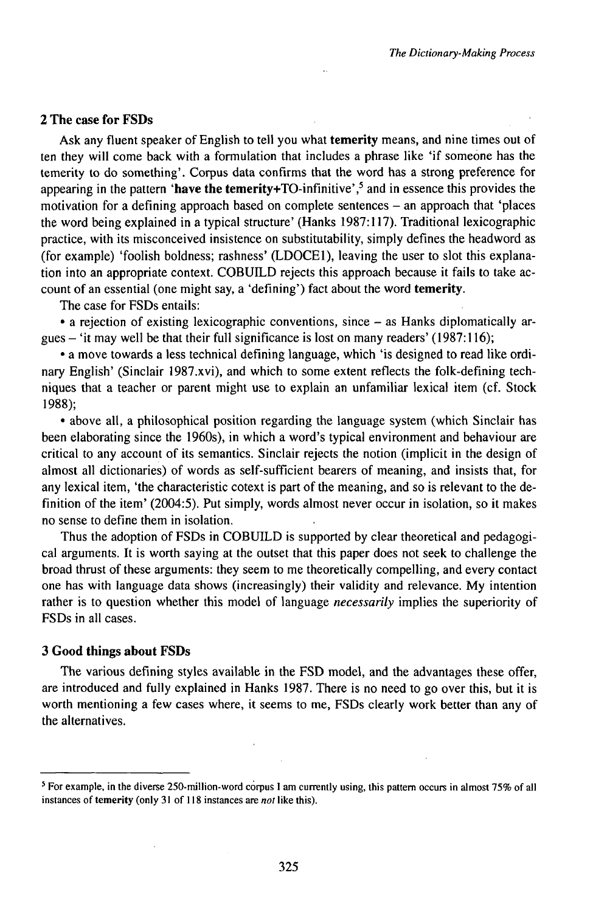## 2 The case for FSDs

Ask any fluent speaker of English to tell you what **temerity** means, and nine times out of ten they will come back with a formulation that includes a phrase like 'if someone has the temerity to do something'. Corpus data confirms that the word has a strong preference for appearing in the pattern '**have the temerity**+TO-infinitive',[5] and in essence this provides the motivation for a defining approach based on complete sentences – an approach that 'places the word being explained in a typical structure' (Hanks 1987:117). Traditional lexicographic practice, with its misconceived insistence on substitutability, simply defines the headword as (for example) 'foolish boldness; rashness' (LDOCE1), leaving the user to slot this explanation into an appropriate context. COBUILD rejects this approach because it fails to take account of an essential (one might say, a 'defining') fact about the word **temerity**.

The case for FSDs entails:

• a rejection of existing lexicographic conventions, since – as Hanks diplomatically argues – 'it may well be that their full significance is lost on many readers' (1987:116);

• a move towards a less technical defining language, which 'is designed to read like ordinary English' (Sinclair 1987.xvi), and which to some extent reflects the folk-defining techniques that a teacher or parent might use to explain an unfamiliar lexical item (cf. Stock 1988);

• above all, a philosophical position regarding the language system (which Sinclair has been elaborating since the 1960s), in which a word's typical environment and behaviour are critical to any account of its semantics. Sinclair rejects the notion (implicit in the design of almost all dictionaries) of words as self-sufficient bearers of meaning, and insists that, for any lexical item, 'the characteristic cotext is part of the meaning, and so is relevant to the definition of the item' (2004:5). Put simply, words almost never occur in isolation, so it makes no sense to define them in isolation.

Thus the adoption of FSDs in COBUILD is supported by clear theoretical and pedagogical arguments. It is worth saying at the outset that this paper does not seek to challenge the broad thrust of these arguments: they seem to me theoretically compelling, and every contact one has with language data shows (increasingly) their validity and relevance. My intention rather is to question whether this model of language *necessarily* implies the superiority of FSDs in all cases.

## 3 Good things about FSDs

The various defining styles available in the FSD model, and the advantages these offer, are introduced and fully explained in Hanks 1987. There is no need to go over this, but it is worth mentioning a few cases where, it seems to me, FSDs clearly work better than any of the alternatives.

---

[5] For example, in the diverse 250-million-word corpus I am currently using, this pattern occurs in almost 75% of all instances of **temerity** (only 31 of 118 instances are *not* like this).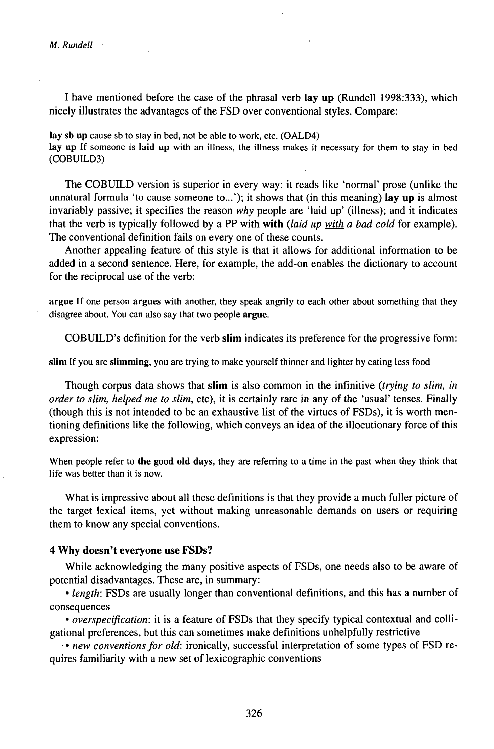I have mentioned before the case of the phrasal verb **lay up** (Rundell 1998:333), which nicely illustrates the advantages of the FSD over conventional styles. Compare:

**lay sb up** cause sb to stay in bed, not be able to work, etc. (OALD4)
**lay up** If someone is **laid up** with an illness, the illness makes it necessary for them to stay in bed (COBUILD3)

The COBUILD version is superior in every way: it reads like 'normal' prose (unlike the unnatural formula 'to cause someone to...'); it shows that (in this meaning) **lay up** is almost invariably passive; it specifies the reason *why* people are 'laid up' (illness); and it indicates that the verb is typically followed by a PP with **with** (*laid up <u>with</u> a bad cold* for example). The conventional definition fails on every one of these counts.

Another appealing feature of this style is that it allows for additional information to be added in a second sentence. Here, for example, the add-on enables the dictionary to account for the reciprocal use of the verb:

**argue** If one person **argues** with another, they speak angrily to each other about something that they disagree about. You can also say that two people **argue**.

COBUILD's definition for the verb **slim** indicates its preference for the progressive form:

**slim** If you are **slimming**, you are trying to make yourself thinner and lighter by eating less food

Though corpus data shows that **slim** is also common in the infinitive (*trying to slim, in order to slim, helped me to slim*, etc), it is certainly rare in any of the 'usual' tenses. Finally (though this is not intended to be an exhaustive list of the virtues of FSDs), it is worth mentioning definitions like the following, which conveys an idea of the illocutionary force of this expression:

When people refer to **the good old days**, they are referring to a time in the past when they think that life was better than it is now.

What is impressive about all these definitions is that they provide a much fuller picture of the target lexical items, yet without making unreasonable demands on users or requiring them to know any special conventions.

## 4 Why doesn't everyone use FSDs?

While acknowledging the many positive aspects of FSDs, one needs also to be aware of potential disadvantages. These are, in summary:

- *length*: FSDs are usually longer than conventional definitions, and this has a number of consequences
- *overspecification*: it is a feature of FSDs that they specify typical contextual and colligational preferences, but this can sometimes make definitions unhelpfully restrictive
- *new conventions for old*: ironically, successful interpretation of some types of FSD requires familiarity with a new set of lexicographic conventions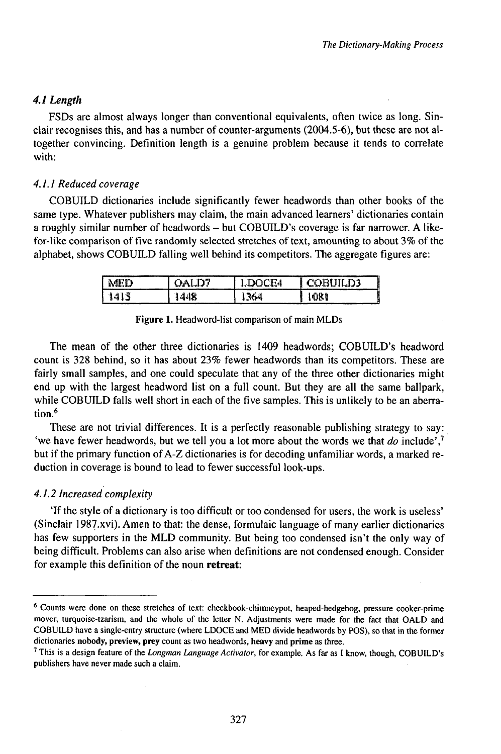### 4.1 Length

FSDs are almost always longer than conventional equivalents, often twice as long. Sinclair recognises this, and has a number of counter-arguments (2004.5-6), but these are not altogether convincing. Definition length is a genuine problem because it tends to correlate with:

#### 4.1.1 Reduced coverage

COBUILD dictionaries include significantly fewer headwords than other books of the same type. Whatever publishers may claim, the main advanced learners' dictionaries contain a roughly similar number of headwords – but COBUILD's coverage is far narrower. A like-for-like comparison of five randomly selected stretches of text, amounting to about 3% of the alphabet, shows COBUILD falling well behind its competitors. The aggregate figures are:

| MED | OALD7 | LDOCE4 | COBUILD3 |
|---|---|---|---|
| 1415 | 1448 | 1364 | 1081 |

**Figure 1.** Headword-list comparison of main MLDs

The mean of the other three dictionaries is 1409 headwords; COBUILD's headword count is 328 behind, so it has about 23% fewer headwords than its competitors. These are fairly small samples, and one could speculate that any of the three other dictionaries might end up with the largest headword list on a full count. But they are all the same ballpark, while COBUILD falls well short in each of the five samples. This is unlikely to be an aberration.[6]

These are not trivial differences. It is a perfectly reasonable publishing strategy to say: 'we have fewer headwords, but we tell you a lot more about the words we that *do* include',[7] but if the primary function of A-Z dictionaries is for decoding unfamiliar words, a marked reduction in coverage is bound to lead to fewer successful look-ups.

#### 4.1.2 Increased complexity

'If the style of a dictionary is too difficult or too condensed for users, the work is useless' (Sinclair 1987.xvi). Amen to that: the dense, formulaic language of many earlier dictionaries has few supporters in the MLD community. But being too condensed isn't the only way of being difficult. Problems can also arise when definitions are not condensed enough. Consider for example this definition of the noun **retreat**:

---

[6] Counts were done on these stretches of text: checkbook-chimneypot, heaped-hedgehog, pressure cooker-prime mover, turquoise-tzarism, and the whole of the letter N. Adjustments were made for the fact that OALD and COBUILD have a single-entry structure (where LDOCE and MED divide headwords by POS), so that in the former dictionaries **nobody, preview, prey** count as two headwords, **heavy** and **prime** as three.

[7] This is a design feature of the *Longman Language Activator*, for example. As far as I know, though, COBUILD's publishers have never made such a claim.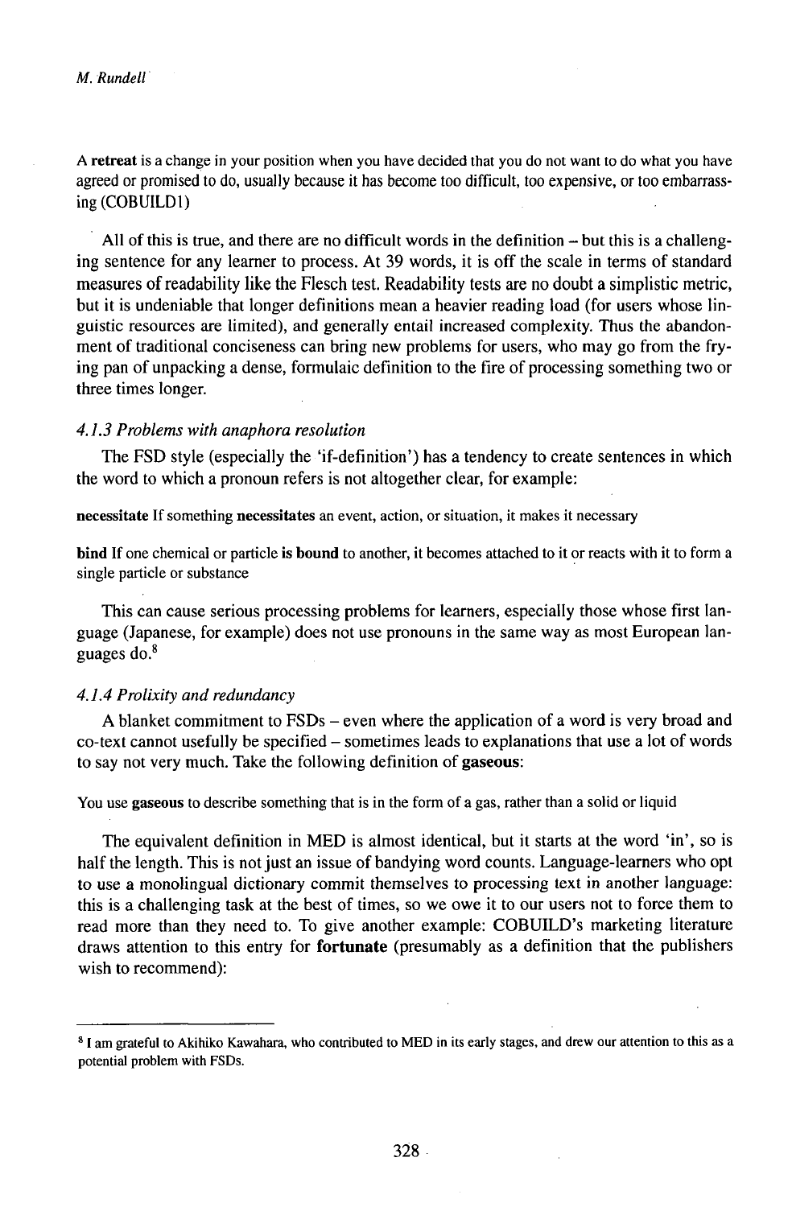A **retreat** is a change in your position when you have decided that you do not want to do what you have agreed or promised to do, usually because it has become too difficult, too expensive, or too embarrassing (COBUILD1)

All of this is true, and there are no difficult words in the definition – but this is a challenging sentence for any learner to process. At 39 words, it is off the scale in terms of standard measures of readability like the Flesch test. Readability tests are no doubt a simplistic metric, but it is undeniable that longer definitions mean a heavier reading load (for users whose linguistic resources are limited), and generally entail increased complexity. Thus the abandonment of traditional conciseness can bring new problems for users, who may go from the frying pan of unpacking a dense, formulaic definition to the fire of processing something two or three times longer.

### *4.1.3 Problems with anaphora resolution*

The FSD style (especially the 'if-definition') has a tendency to create sentences in which the word to which a pronoun refers is not altogether clear, for example:

**necessitate** If something **necessitates** an event, action, or situation, it makes it necessary

**bind** If one chemical or particle **is bound** to another, it becomes attached to it or reacts with it to form a single particle or substance

This can cause serious processing problems for learners, especially those whose first language (Japanese, for example) does not use pronouns in the same way as most European languages do.[8]

### *4.1.4 Prolixity and redundancy*

A blanket commitment to FSDs – even where the application of a word is very broad and co-text cannot usefully be specified – sometimes leads to explanations that use a lot of words to say not very much. Take the following definition of **gaseous**:

You use **gaseous** to describe something that is in the form of a gas, rather than a solid or liquid

The equivalent definition in MED is almost identical, but it starts at the word 'in', so is half the length. This is not just an issue of bandying word counts. Language-learners who opt to use a monolingual dictionary commit themselves to processing text in another language: this is a challenging task at the best of times, so we owe it to our users not to force them to read more than they need to. To give another example: COBUILD's marketing literature draws attention to this entry for **fortunate** (presumably as a definition that the publishers wish to recommend):

---

[8] I am grateful to Akihiko Kawahara, who contributed to MED in its early stages, and drew our attention to this as a potential problem with FSDs.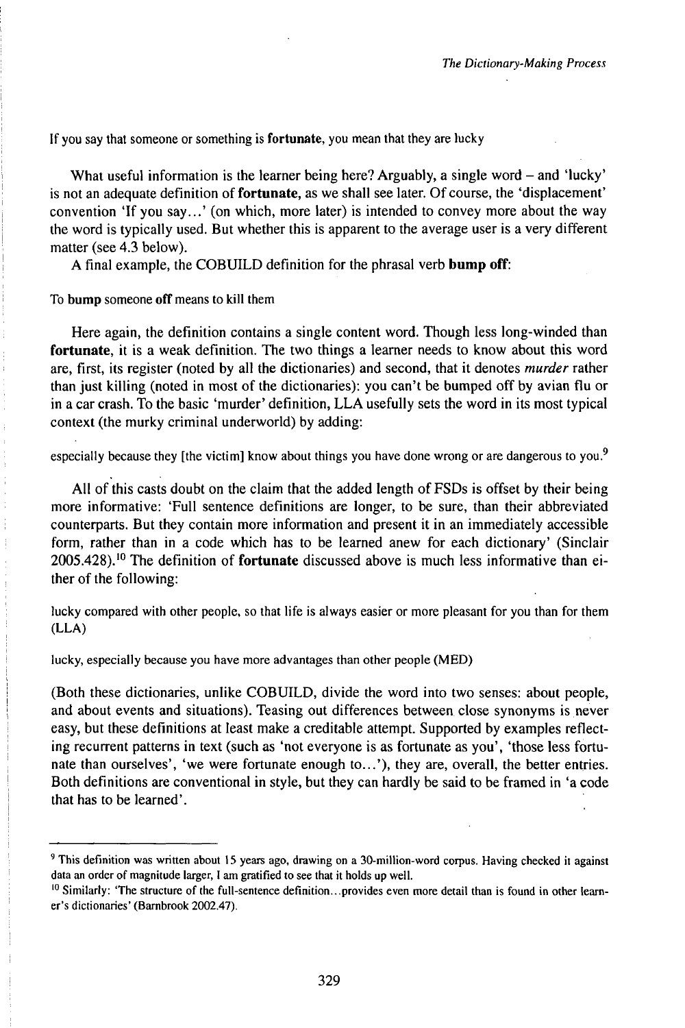If you say that someone or something is **fortunate**, you mean that they are lucky

What useful information is the learner being here? Arguably, a single word – and 'lucky' is not an adequate definition of **fortunate**, as we shall see later. Of course, the 'displacement' convention 'If you say…' (on which, more later) is intended to convey more about the way the word is typically used. But whether this is apparent to the average user is a very different matter (see 4.3 below).

A final example, the COBUILD definition for the phrasal verb **bump off**:

To **bump** someone **off** means to kill them

Here again, the definition contains a single content word. Though less long-winded than **fortunate**, it is a weak definition. The two things a learner needs to know about this word are, first, its register (noted by all the dictionaries) and second, that it denotes *murder* rather than just killing (noted in most of the dictionaries): you can't be bumped off by avian flu or in a car crash. To the basic 'murder' definition, LLA usefully sets the word in its most typical context (the murky criminal underworld) by adding:

especially because they [the victim] know about things you have done wrong or are dangerous to you.[9]

All of this casts doubt on the claim that the added length of FSDs is offset by their being more informative: 'Full sentence definitions are longer, to be sure, than their abbreviated counterparts. But they contain more information and present it in an immediately accessible form, rather than in a code which has to be learned anew for each dictionary' (Sinclair 2005.428).[10] The definition of **fortunate** discussed above is much less informative than either of the following:

lucky compared with other people, so that life is always easier or more pleasant for you than for them (LLA)

lucky, especially because you have more advantages than other people (MED)

(Both these dictionaries, unlike COBUILD, divide the word into two senses: about people, and about events and situations). Teasing out differences between close synonyms is never easy, but these definitions at least make a creditable attempt. Supported by examples reflecting recurrent patterns in text (such as 'not everyone is as fortunate as you', 'those less fortunate than ourselves', 'we were fortunate enough to…'), they are, overall, the better entries. Both definitions are conventional in style, but they can hardly be said to be framed in 'a code that has to be learned'.

---

[9] This definition was written about 15 years ago, drawing on a 30-million-word corpus. Having checked it against data an order of magnitude larger, I am gratified to see that it holds up well.

[10] Similarly: 'The structure of the full-sentence definition…provides even more detail than is found in other learner's dictionaries' (Barnbrook 2002.47).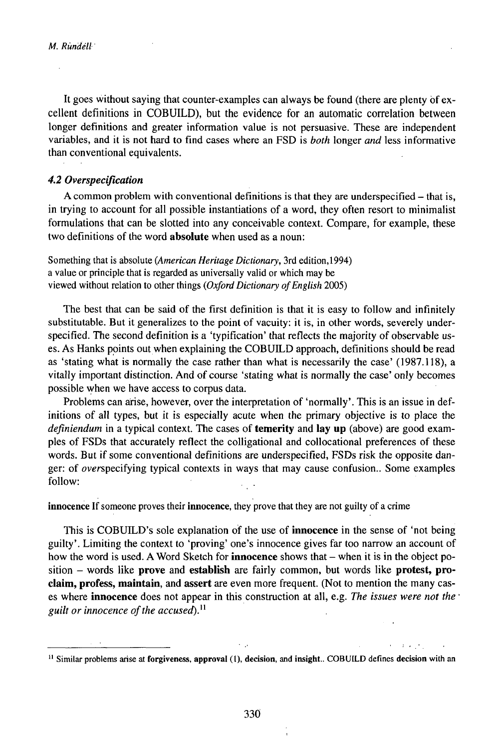It goes without saying that counter-examples can always be found (there are plenty of excellent definitions in COBUILD), but the evidence for an automatic correlation between longer definitions and greater information value is not persuasive. These are independent variables, and it is not hard to find cases where an FSD is *both* longer *and* less informative than conventional equivalents.

### *4.2 Overspecification*

A common problem with conventional definitions is that they are underspecified – that is, in trying to account for all possible instantiations of a word, they often resort to minimalist formulations that can be slotted into any conceivable context. Compare, for example, these two definitions of the word **absolute** when used as a noun:

Something that is absolute (*American Heritage Dictionary*, 3rd edition,1994)
a value or principle that is regarded as universally valid or which may be viewed without relation to other things (*Oxford Dictionary of English* 2005)

The best that can be said of the first definition is that it is easy to follow and infinitely substitutable. But it generalizes to the point of vacuity: it is, in other words, severely underspecified. The second definition is a 'typification' that reflects the majority of observable uses. As Hanks points out when explaining the COBUILD approach, definitions should be read as 'stating what is normally the case rather than what is necessarily the case' (1987.118), a vitally important distinction. And of course 'stating what is normally the case' only becomes possible when we have access to corpus data.

Problems can arise, however, over the interpretation of 'normally'. This is an issue in definitions of all types, but it is especially acute when the primary objective is to place the *definiendum* in a typical context. The cases of **temerity** and **lay up** (above) are good examples of FSDs that accurately reflect the colligational and collocational preferences of these words. But if some conventional definitions are underspecified, FSDs risk the opposite danger: of *over*specifying typical contexts in ways that may cause confusion.. Some examples follow:

**innocence** If someone proves their **innocence**, they prove that they are not guilty of a crime

This is COBUILD's sole explanation of the use of **innocence** in the sense of 'not being guilty'. Limiting the context to 'proving' one's innocence gives far too narrow an account of how the word is used. A Word Sketch for **innocence** shows that – when it is in the object position – words like **prove** and **establish** are fairly common, but words like **protest, proclaim, profess, maintain**, and **assert** are even more frequent. (Not to mention the many cases where **innocence** does not appear in this construction at all, e.g. *The issues were not the guilt or innocence of the accused*).[11]

[11] Similar problems arise at **forgiveness, approval** (1), **decision**, and **insight**.. COBUILD defines **decision** with an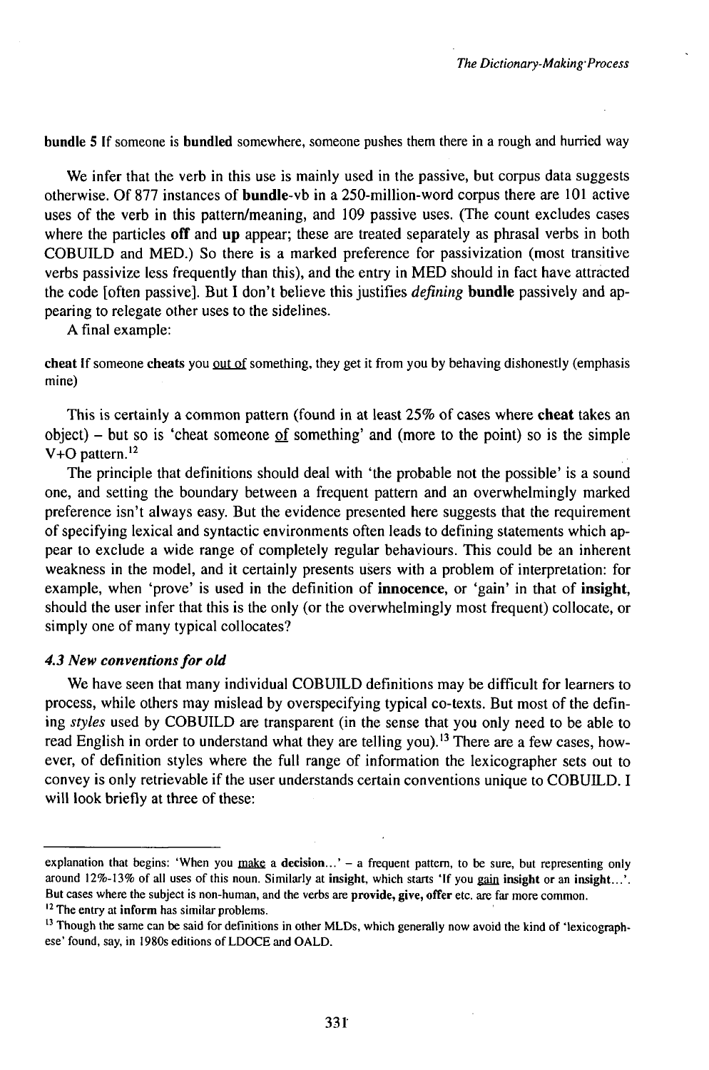**bundle** 5 If someone is **bundled** somewhere, someone pushes them there in a rough and hurried way

We infer that the verb in this use is mainly used in the passive, but corpus data suggests otherwise. Of 877 instances of **bundle**-vb in a 250-million-word corpus there are 101 active uses of the verb in this pattern/meaning, and 109 passive uses. (The count excludes cases where the particles **off** and **up** appear; these are treated separately as phrasal verbs in both COBUILD and MED.) So there is a marked preference for passivization (most transitive verbs passivize less frequently than this), and the entry in MED should in fact have attracted the code [often passive]. But I don't believe this justifies *defining* **bundle** passively and appearing to relegate other uses to the sidelines.

A final example:

**cheat** If someone **cheats** you <u>out of</u> something, they get it from you by behaving dishonestly (emphasis mine)

This is certainly a common pattern (found in at least 25% of cases where **cheat** takes an object) – but so is 'cheat someone <u>of</u> something' and (more to the point) so is the simple V+O pattern.[12]

The principle that definitions should deal with 'the probable not the possible' is a sound one, and setting the boundary between a frequent pattern and an overwhelmingly marked preference isn't always easy. But the evidence presented here suggests that the requirement of specifying lexical and syntactic environments often leads to defining statements which appear to exclude a wide range of completely regular behaviours. This could be an inherent weakness in the model, and it certainly presents users with a problem of interpretation: for example, when 'prove' is used in the definition of **innocence**, or 'gain' in that of **insight**, should the user infer that this is the only (or the overwhelmingly most frequent) collocate, or simply one of many typical collocates?

### *4.3 New conventions for old*

We have seen that many individual COBUILD definitions may be difficult for learners to process, while others may mislead by overspecifying typical co-texts. But most of the defining *styles* used by COBUILD are transparent (in the sense that you only need to be able to read English in order to understand what they are telling you).[13] There are a few cases, however, of definition styles where the full range of information the lexicographer sets out to convey is only retrievable if the user understands certain conventions unique to COBUILD. I will look briefly at three of these:

---

explanation that begins: 'When you <u>make</u> a **decision**...' – a frequent pattern, to be sure, but representing only around 12%-13% of all uses of this noun. Similarly at **insight**, which starts 'If you <u>gain</u> **insight** or an **insight**...'. But cases where the subject is non-human, and the verbs are **provide, give, offer** etc. are far more common.

[12] The entry at **inform** has similar problems.

[13] Though the same can be said for definitions in other MLDs, which generally now avoid the kind of 'lexicographese' found, say, in 1980s editions of LDOCE and OALD.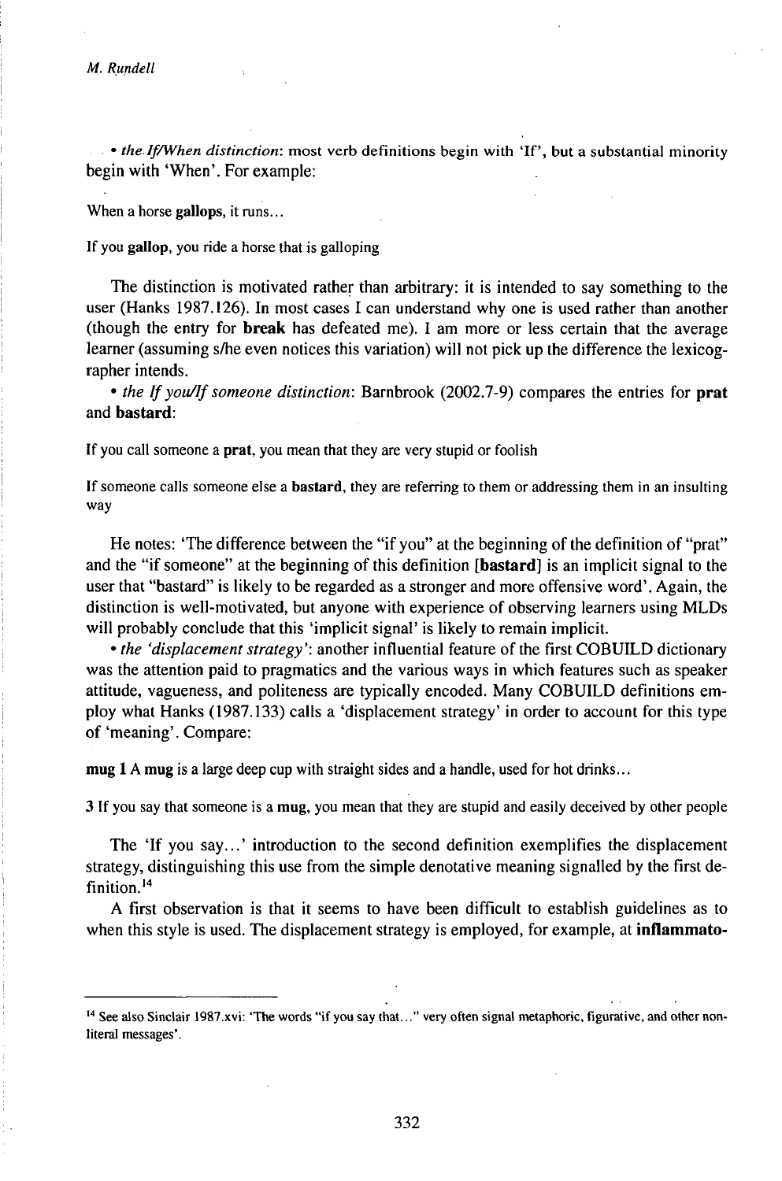• *the If/When distinction*: most verb definitions begin with 'If', but a substantial minority begin with 'When'. For example:

When a horse **gallops**, it runs...

If you **gallop**, you ride a horse that is galloping

The distinction is motivated rather than arbitrary: it is intended to say something to the user (Hanks 1987.126). In most cases I can understand why one is used rather than another (though the entry for **break** has defeated me). I am more or less certain that the average learner (assuming s/he even notices this variation) will not pick up the difference the lexicographer intends.

• *the If you/If someone distinction*: Barnbrook (2002.7-9) compares the entries for **prat** and **bastard**:

If you call someone a **prat**, you mean that they are very stupid or foolish

If someone calls someone else a **bastard**, they are referring to them or addressing them in an insulting way

He notes: 'The difference between the "if you" at the beginning of the definition of "prat" and the "if someone" at the beginning of this definition [**bastard**] is an implicit signal to the user that "bastard" is likely to be regarded as a stronger and more offensive word'. Again, the distinction is well-motivated, but anyone with experience of observing learners using MLDs will probably conclude that this 'implicit signal' is likely to remain implicit.

• *the 'displacement strategy'*: another influential feature of the first COBUILD dictionary was the attention paid to pragmatics and the various ways in which features such as speaker attitude, vagueness, and politeness are typically encoded. Many COBUILD definitions employ what Hanks (1987.133) calls a 'displacement strategy' in order to account for this type of 'meaning'. Compare:

**mug 1** A **mug** is a large deep cup with straight sides and a handle, used for hot drinks...

**3** If you say that someone is a **mug**, you mean that they are stupid and easily deceived by other people

The 'If you say...' introduction to the second definition exemplifies the displacement strategy, distinguishing this use from the simple denotative meaning signalled by the first definition.[14]

A first observation is that it seems to have been difficult to establish guidelines as to when this style is used. The displacement strategy is employed, for example, at **inflammato-**

---

[14] See also Sinclair 1987.xvi: 'The words "if you say that..." very often signal metaphoric, figurative, and other non-literal messages'.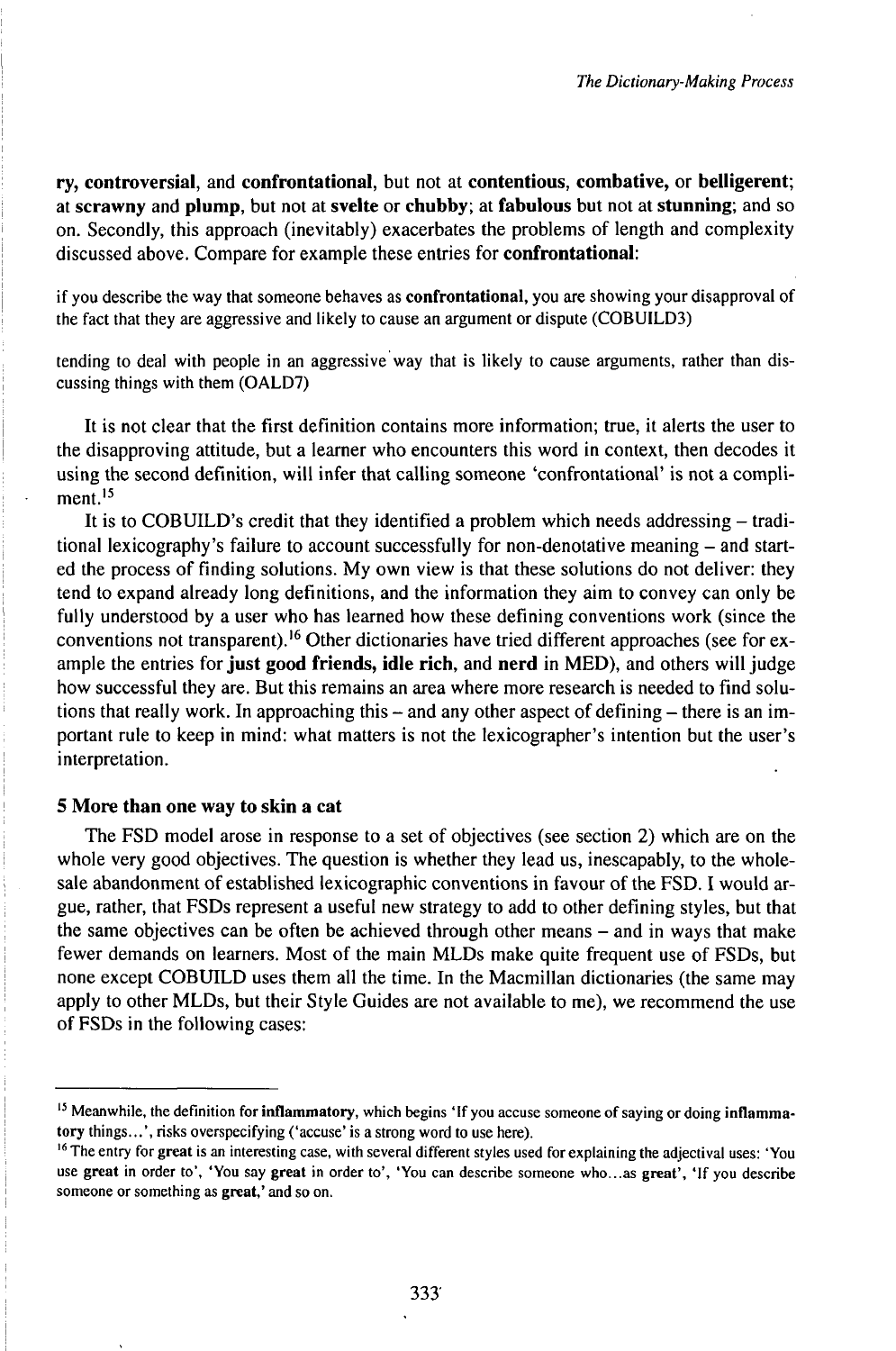**ry, controversial**, and **confrontational**, but not at **contentious, combative,** or **belligerent**; at **scrawny** and **plump**, but not at **svelte** or **chubby**; at **fabulous** but not at **stunning**; and so on. Secondly, this approach (inevitably) exacerbates the problems of length and complexity discussed above. Compare for example these entries for **confrontational**:

if you describe the way that someone behaves as **confrontational**, you are showing your disapproval of the fact that they are aggressive and likely to cause an argument or dispute (COBUILD3)

tending to deal with people in an aggressive way that is likely to cause arguments, rather than discussing things with them (OALD7)

It is not clear that the first definition contains more information; true, it alerts the user to the disapproving attitude, but a learner who encounters this word in context, then decodes it using the second definition, will infer that calling someone 'confrontational' is not a compliment.[15]

It is to COBUILD's credit that they identified a problem which needs addressing – traditional lexicography's failure to account successfully for non-denotative meaning – and started the process of finding solutions. My own view is that these solutions do not deliver: they tend to expand already long definitions, and the information they aim to convey can only be fully understood by a user who has learned how these defining conventions work (since the conventions not transparent).[16] Other dictionaries have tried different approaches (see for example the entries for **just good friends, idle rich,** and **nerd** in MED), and others will judge how successful they are. But this remains an area where more research is needed to find solutions that really work. In approaching this – and any other aspect of defining – there is an important rule to keep in mind: what matters is not the lexicographer's intention but the user's interpretation.

## 5 More than one way to skin a cat

The FSD model arose in response to a set of objectives (see section 2) which are on the whole very good objectives. The question is whether they lead us, inescapably, to the wholesale abandonment of established lexicographic conventions in favour of the FSD. I would argue, rather, that FSDs represent a useful new strategy to add to other defining styles, but that the same objectives can be often be achieved through other means – and in ways that make fewer demands on learners. Most of the main MLDs make quite frequent use of FSDs, but none except COBUILD uses them all the time. In the Macmillan dictionaries (the same may apply to other MLDs, but their Style Guides are not available to me), we recommend the use of FSDs in the following cases:

---

[15] Meanwhile, the definition for **inflammatory**, which begins 'If you accuse someone of saying or doing **inflammatory** things...', risks overspecifying ('accuse' is a strong word to use here).

[16] The entry for **great** is an interesting case, with several different styles used for explaining the adjectival uses: 'You use **great** in order to', 'You say **great** in order to', 'You can describe someone who...as **great**', 'If you describe someone or something as **great**,' and so on.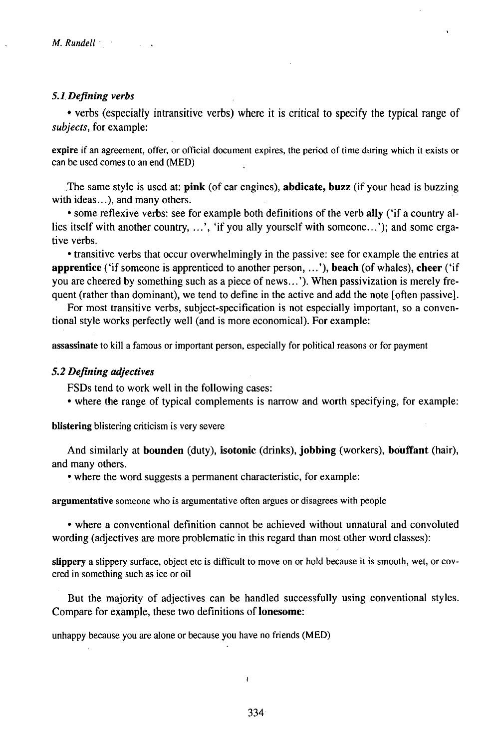### *5.1 Defining verbs*

• verbs (especially intransitive verbs) where it is critical to specify the typical range of *subjects*, for example:

**expire** if an agreement, offer, or official document expires, the period of time during which it exists or can be used comes to an end (MED)

The same style is used at: **pink** (of car engines), **abdicate, buzz** (if your head is buzzing with ideas...), and many others.

• some reflexive verbs: see for example both definitions of the verb **ally** ('if a country allies itself with another country, ...', 'if you ally yourself with someone...'); and some ergative verbs.

• transitive verbs that occur overwhelmingly in the passive: see for example the entries at **apprentice** ('if someone is apprenticed to another person, ...'), **beach** (of whales), **cheer** ('if you are cheered by something such as a piece of news...'). When passivization is merely frequent (rather than dominant), we tend to define in the active and add the note [often passive].

For most transitive verbs, subject-specification is not especially important, so a conventional style works perfectly well (and is more economical). For example:

**assassinate** to kill a famous or important person, especially for political reasons or for payment

### *5.2 Defining adjectives*

FSDs tend to work well in the following cases:

• where the range of typical complements is narrow and worth specifying, for example:

**blistering** blistering criticism is very severe

And similarly at **bounden** (duty), **isotonic** (drinks), **jobbing** (workers), **bouffant** (hair), and many others.

• where the word suggests a permanent characteristic, for example:

**argumentative** someone who is argumentative often argues or disagrees with people

• where a conventional definition cannot be achieved without unnatural and convoluted wording (adjectives are more problematic in this regard than most other word classes):

**slippery** a slippery surface, object etc is difficult to move on or hold because it is smooth, wet, or covered in something such as ice or oil

But the majority of adjectives can be handled successfully using conventional styles. Compare for example, these two definitions of **lonesome**:

unhappy because you are alone or because you have no friends (MED)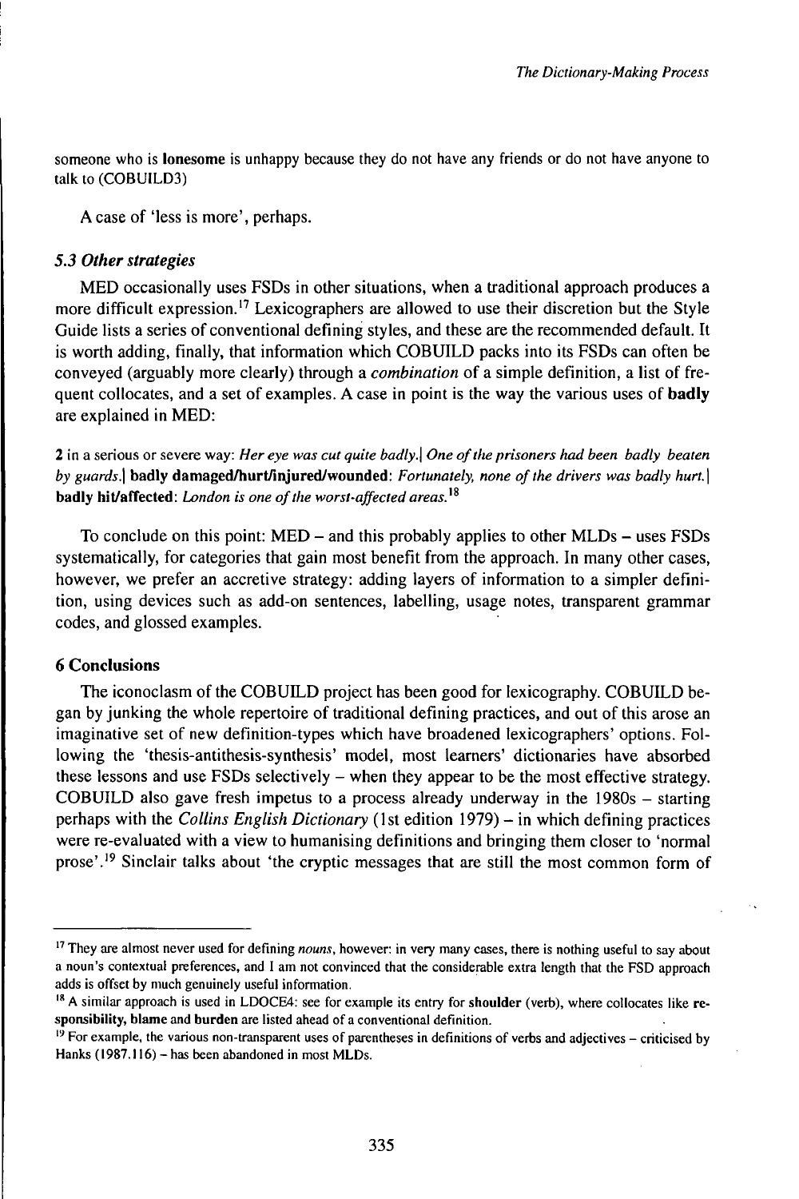someone who is **lonesome** is unhappy because they do not have any friends or do not have anyone to talk to (COBUILD3)

A case of 'less is more', perhaps.

### *5.3 Other strategies*

MED occasionally uses FSDs in other situations, when a traditional approach produces a more difficult expression.[17] Lexicographers are allowed to use their discretion but the Style Guide lists a series of conventional defining styles, and these are the recommended default. It is worth adding, finally, that information which COBUILD packs into its FSDs can often be conveyed (arguably more clearly) through a *combination* of a simple definition, a list of frequent collocates, and a set of examples. A case in point is the way the various uses of **badly** are explained in MED:

**2** in a serious or severe way: *Her eye was cut quite badly.*| *One of the prisoners had been badly beaten by guards.*| **badly damaged/hurt/injured/wounded**: *Fortunately, none of the drivers was badly hurt.*| **badly hit/affected**: *London is one of the worst-affected areas.*[18]

To conclude on this point: MED – and this probably applies to other MLDs – uses FSDs systematically, for categories that gain most benefit from the approach. In many other cases, however, we prefer an accretive strategy: adding layers of information to a simpler definition, using devices such as add-on sentences, labelling, usage notes, transparent grammar codes, and glossed examples.

## 6 Conclusions

The iconoclasm of the COBUILD project has been good for lexicography. COBUILD began by junking the whole repertoire of traditional defining practices, and out of this arose an imaginative set of new definition-types which have broadened lexicographers' options. Following the 'thesis-antithesis-synthesis' model, most learners' dictionaries have absorbed these lessons and use FSDs selectively – when they appear to be the most effective strategy. COBUILD also gave fresh impetus to a process already underway in the 1980s – starting perhaps with the *Collins English Dictionary* (1st edition 1979) – in which defining practices were re-evaluated with a view to humanising definitions and bringing them closer to 'normal prose'.[19] Sinclair talks about 'the cryptic messages that are still the most common form of

---

[17] They are almost never used for defining *nouns*, however: in very many cases, there is nothing useful to say about a noun's contextual preferences, and I am not convinced that the considerable extra length that the FSD approach adds is offset by much genuinely useful information.

[18] A similar approach is used in LDOCE4: see for example its entry for **shoulder** (verb), where collocates like **responsibility, blame** and **burden** are listed ahead of a conventional definition.

[19] For example, the various non-transparent uses of parentheses in definitions of verbs and adjectives – criticised by Hanks (1987.116) – has been abandoned in most MLDs.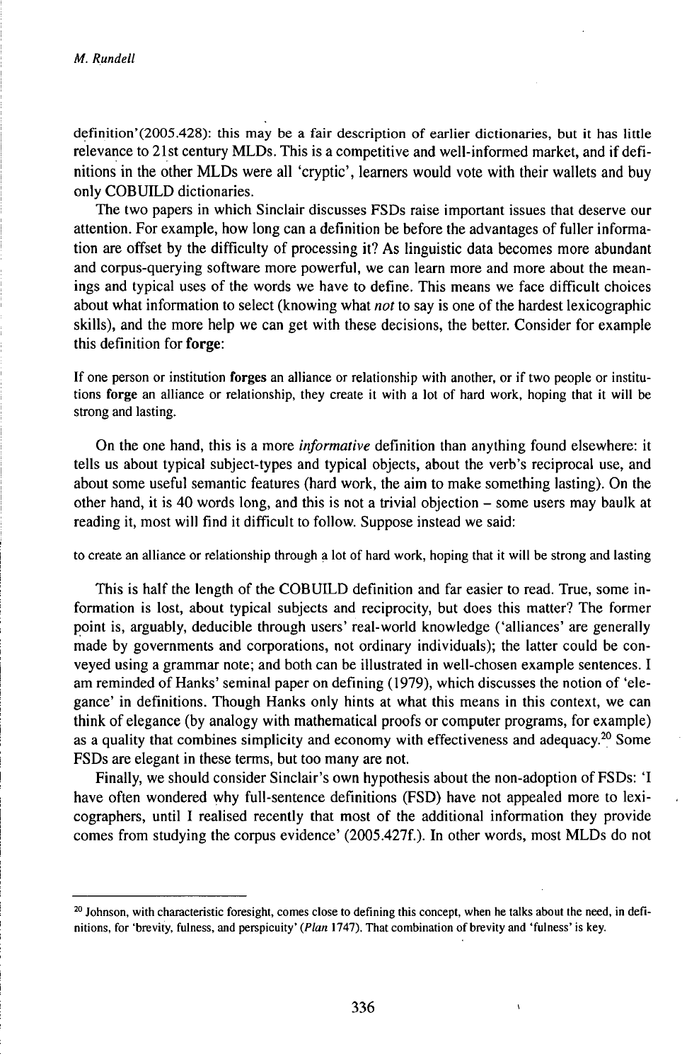definition'(2005.428): this may be a fair description of earlier dictionaries, but it has little relevance to 21st century MLDs. This is a competitive and well-informed market, and if definitions in the other MLDs were all 'cryptic', learners would vote with their wallets and buy only COBUILD dictionaries.

The two papers in which Sinclair discusses FSDs raise important issues that deserve our attention. For example, how long can a definition be before the advantages of fuller information are offset by the difficulty of processing it? As linguistic data becomes more abundant and corpus-querying software more powerful, we can learn more and more about the meanings and typical uses of the words we have to define. This means we face difficult choices about what information to select (knowing what *not* to say is one of the hardest lexicographic skills), and the more help we can get with these decisions, the better. Consider for example this definition for **forge**:

If one person or institution **forges** an alliance or relationship with another, or if two people or institutions **forge** an alliance or relationship, they create it with a lot of hard work, hoping that it will be strong and lasting.

On the one hand, this is a more *informative* definition than anything found elsewhere: it tells us about typical subject-types and typical objects, about the verb's reciprocal use, and about some useful semantic features (hard work, the aim to make something lasting). On the other hand, it is 40 words long, and this is not a trivial objection – some users may baulk at reading it, most will find it difficult to follow. Suppose instead we said:

to create an alliance or relationship through a lot of hard work, hoping that it will be strong and lasting

This is half the length of the COBUILD definition and far easier to read. True, some information is lost, about typical subjects and reciprocity, but does this matter? The former point is, arguably, deducible through users' real-world knowledge ('alliances' are generally made by governments and corporations, not ordinary individuals); the latter could be conveyed using a grammar note; and both can be illustrated in well-chosen example sentences. I am reminded of Hanks' seminal paper on defining (1979), which discusses the notion of 'elegance' in definitions. Though Hanks only hints at what this means in this context, we can think of elegance (by analogy with mathematical proofs or computer programs, for example) as a quality that combines simplicity and economy with effectiveness and adequacy.[20] Some FSDs are elegant in these terms, but too many are not.

Finally, we should consider Sinclair's own hypothesis about the non-adoption of FSDs: 'I have often wondered why full-sentence definitions (FSD) have not appealed more to lexicographers, until I realised recently that most of the additional information they provide comes from studying the corpus evidence' (2005.427f.). In other words, most MLDs do not

[20] Johnson, with characteristic foresight, comes close to defining this concept, when he talks about the need, in definitions, for 'brevity, fulness, and perspicuity' (*Plan* 1747). That combination of brevity and 'fulness' is key.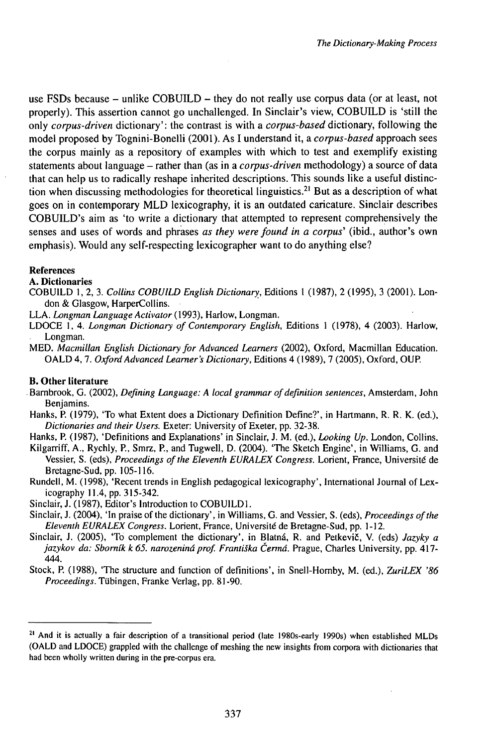use FSDs because – unlike COBUILD – they do not really use corpus data (or at least, not properly). This assertion cannot go unchallenged. In Sinclair's view, COBUILD is 'still the only *corpus-driven* dictionary': the contrast is with a *corpus-based* dictionary, following the model proposed by Tognini-Bonelli (2001). As I understand it, a *corpus-based* approach sees the corpus mainly as a repository of examples with which to test and exemplify existing statements about language – rather than (as in a *corpus-driven* methodology) a source of data that can help us to radically reshape inherited descriptions. This sounds like a useful distinction when discussing methodologies for theoretical linguistics.[21] But as a description of what goes on in contemporary MLD lexicography, it is an outdated caricature. Sinclair describes COBUILD's aim as 'to write a dictionary that attempted to represent comprehensively the senses and uses of words and phrases *as they were found in a corpus*' (ibid., author's own emphasis). Would any self-respecting lexicographer want to do anything else?

**References**

**A. Dictionaries**

COBUILD 1, 2, 3. *Collins COBUILD English Dictionary*, Editions 1 (1987), 2 (1995), 3 (2001). London & Glasgow, HarperCollins.

LLA. *Longman Language Activator* (1993), Harlow, Longman.

LDOCE 1, 4. *Longman Dictionary of Contemporary English*, Editions 1 (1978), 4 (2003). Harlow, Longman.

MED. *Macmillan English Dictionary for Advanced Learners* (2002), Oxford, Macmillan Education.

OALD 4, 7. *Oxford Advanced Learner's Dictionary*, Editions 4 (1989), 7 (2005), Oxford, OUP.

**B. Other literature**

Barnbrook, G. (2002), *Defining Language: A local grammar of definition sentences*, Amsterdam, John Benjamins.

Hanks, P. (1979), 'To what Extent does a Dictionary Definition Define?', in Hartmann, R. R. K. (ed.), *Dictionaries and their Users*. Exeter: University of Exeter, pp. 32-38.

Hanks, P. (1987), 'Definitions and Explanations' in Sinclair, J. M. (ed.), *Looking Up*. London, Collins.

Kilgarriff, A., Rychly, P., Smrz, P., and Tugwell, D. (2004). 'The Sketch Engine', in Williams, G. and Vessier, S. (eds), *Proceedings of the Eleventh EURALEX Congress*. Lorient, France, Université de Bretagne-Sud, pp. 105-116.

Rundell, M. (1998), 'Recent trends in English pedagogical lexicography', International Journal of Lexicography 11.4, pp. 315-342.

Sinclair, J. (1987), Editor's Introduction to COBUILD1.

Sinclair, J. (2004), 'In praise of the dictionary', in Williams, G. and Vessier, S. (eds), *Proceedings of the Eleventh EURALEX Congress*. Lorient, France, Université de Bretagne-Sud, pp. 1-12.

Sinclair, J. (2005), 'To complement the dictionary', in Blatná, R. and Petkevič, V. (eds) *Jazyky a jazykov da: Sborník k 65. narozeninà prof. Františka Čermá*. Prague, Charles University, pp. 417-444.

Stock, P. (1988), 'The structure and function of definitions', in Snell-Hornby, M. (ed.), *ZuriLEX '86 Proceedings*. Tübingen, Franke Verlag, pp. 81-90.

---

[21] And it is actually a fair description of a transitional period (late 1980s-early 1990s) when established MLDs (OALD and LDOCE) grappled with the challenge of meshing the new insights from corpora with dictionaries that had been wholly written during in the pre-corpus era.